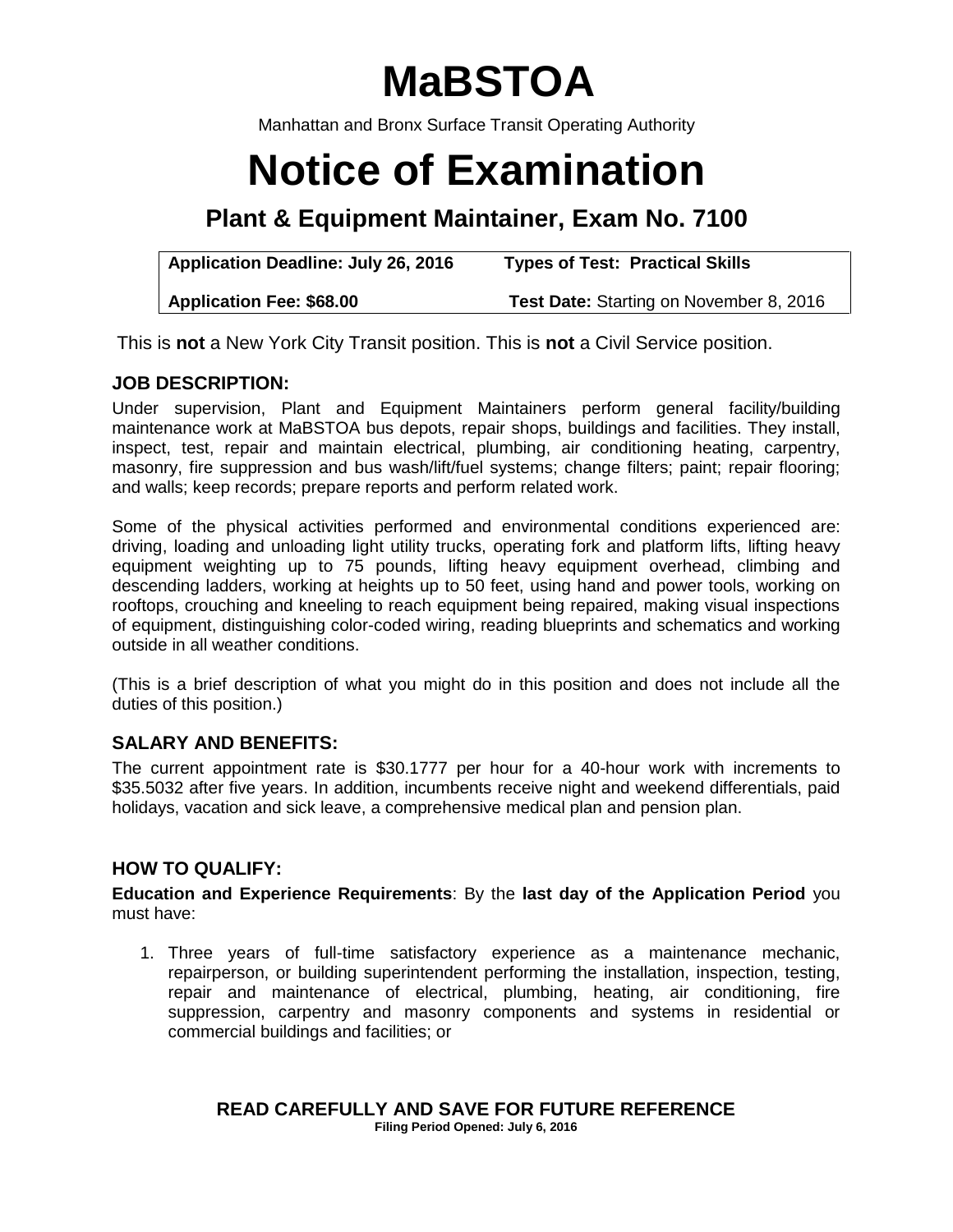# MaBSTOA

Manhattan and Bronx Surface Transit Operating Authority

# Notice of Examination

## Plant & Equipment Maintainer, Exam No. 7100

| **Application Deadline: July 26, 2016** | **Types of Test: Practical Skills** |
|---|---|
| **Application Fee: $68.00** | **Test Date:** Starting on November 8, 2016 |

This is **not** a New York City Transit position. This is **not** a Civil Service position.

### JOB DESCRIPTION:

Under supervision, Plant and Equipment Maintainers perform general facility/building maintenance work at MaBSTOA bus depots, repair shops, buildings and facilities. They install, inspect, test, repair and maintain electrical, plumbing, air conditioning heating, carpentry, masonry, fire suppression and bus wash/lift/fuel systems; change filters; paint; repair flooring; and walls; keep records; prepare reports and perform related work.

Some of the physical activities performed and environmental conditions experienced are: driving, loading and unloading light utility trucks, operating fork and platform lifts, lifting heavy equipment weighting up to 75 pounds, lifting heavy equipment overhead, climbing and descending ladders, working at heights up to 50 feet, using hand and power tools, working on rooftops, crouching and kneeling to reach equipment being repaired, making visual inspections of equipment, distinguishing color-coded wiring, reading blueprints and schematics and working outside in all weather conditions.

(This is a brief description of what you might do in this position and does not include all the duties of this position.)

### SALARY AND BENEFITS:

The current appointment rate is $30.1777 per hour for a 40-hour work with increments to $35.5032 after five years. In addition, incumbents receive night and weekend differentials, paid holidays, vacation and sick leave, a comprehensive medical plan and pension plan.

### HOW TO QUALIFY:

**Education and Experience Requirements**: By the **last day of the Application Period** you must have:

1. Three years of full-time satisfactory experience as a maintenance mechanic, repairperson, or building superintendent performing the installation, inspection, testing, repair and maintenance of electrical, plumbing, heating, air conditioning, fire suppression, carpentry and masonry components and systems in residential or commercial buildings and facilities; or

**READ CAREFULLY AND SAVE FOR FUTURE REFERENCE**

**Filing Period Opened: July 6, 2016**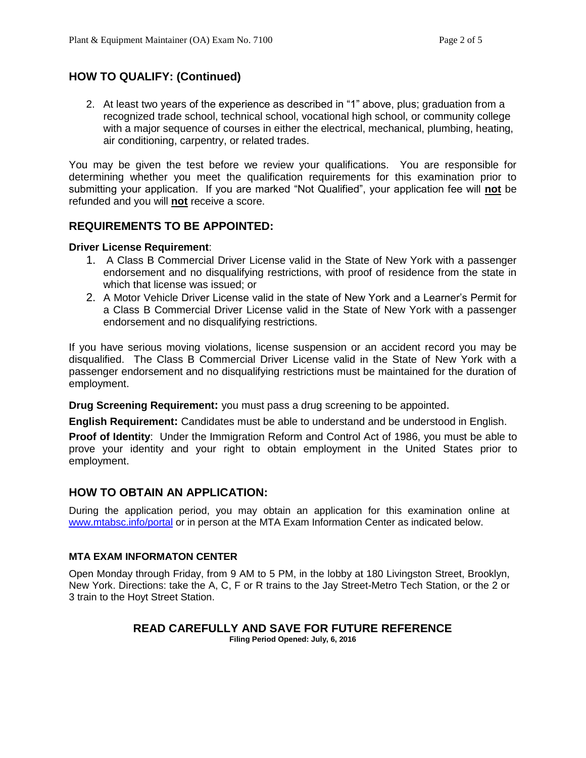## HOW TO QUALIFY: (Continued)

2. At least two years of the experience as described in "1" above, plus; graduation from a recognized trade school, technical school, vocational high school, or community college with a major sequence of courses in either the electrical, mechanical, plumbing, heating, air conditioning, carpentry, or related trades.

You may be given the test before we review your qualifications. You are responsible for determining whether you meet the qualification requirements for this examination prior to submitting your application. If you are marked "Not Qualified", your application fee will **not** be refunded and you will **not** receive a score.

## REQUIREMENTS TO BE APPOINTED:

**Driver License Requirement**:

1. A Class B Commercial Driver License valid in the State of New York with a passenger endorsement and no disqualifying restrictions, with proof of residence from the state in which that license was issued; or
2. A Motor Vehicle Driver License valid in the state of New York and a Learner's Permit for a Class B Commercial Driver License valid in the State of New York with a passenger endorsement and no disqualifying restrictions.

If you have serious moving violations, license suspension or an accident record you may be disqualified. The Class B Commercial Driver License valid in the State of New York with a passenger endorsement and no disqualifying restrictions must be maintained for the duration of employment.

**Drug Screening Requirement:** you must pass a drug screening to be appointed.

**English Requirement:** Candidates must be able to understand and be understood in English.

**Proof of Identity**: Under the Immigration Reform and Control Act of 1986, you must be able to prove your identity and your right to obtain employment in the United States prior to employment.

## HOW TO OBTAIN AN APPLICATION:

During the application period, you may obtain an application for this examination online at [www.mtabsc.info/portal](www.mtabsc.info/portal) or in person at the MTA Exam Information Center as indicated below.

### MTA EXAM INFORMATON CENTER

Open Monday through Friday, from 9 AM to 5 PM, in the lobby at 180 Livingston Street, Brooklyn, New York. Directions: take the A, C, F or R trains to the Jay Street-Metro Tech Station, or the 2 or 3 train to the Hoyt Street Station.

**READ CAREFULLY AND SAVE FOR FUTURE REFERENCE**

**Filing Period Opened: July, 6, 2016**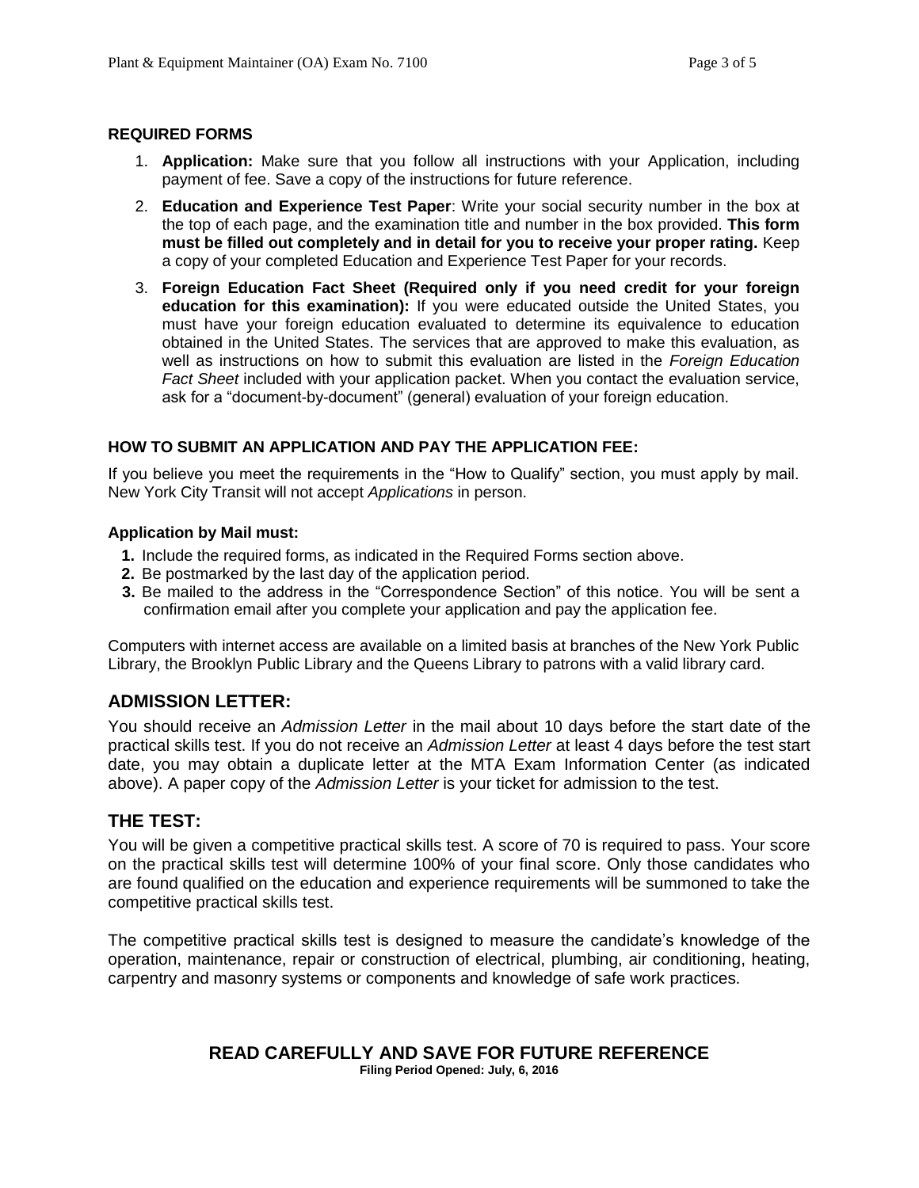### REQUIRED FORMS

1. **Application:** Make sure that you follow all instructions with your Application, including payment of fee. Save a copy of the instructions for future reference.
2. **Education and Experience Test Paper**: Write your social security number in the box at the top of each page, and the examination title and number in the box provided. **This form must be filled out completely and in detail for you to receive your proper rating.** Keep a copy of your completed Education and Experience Test Paper for your records.
3. **Foreign Education Fact Sheet (Required only if you need credit for your foreign education for this examination):** If you were educated outside the United States, you must have your foreign education evaluated to determine its equivalence to education obtained in the United States. The services that are approved to make this evaluation, as well as instructions on how to submit this evaluation are listed in the *Foreign Education Fact Sheet* included with your application packet. When you contact the evaluation service, ask for a "document-by-document" (general) evaluation of your foreign education.

### HOW TO SUBMIT AN APPLICATION AND PAY THE APPLICATION FEE:

If you believe you meet the requirements in the "How to Qualify" section, you must apply by mail. New York City Transit will not accept *Applications* in person.

**Application by Mail must:**

1. Include the required forms, as indicated in the Required Forms section above.
2. Be postmarked by the last day of the application period.
3. Be mailed to the address in the "Correspondence Section" of this notice. You will be sent a confirmation email after you complete your application and pay the application fee.

Computers with internet access are available on a limited basis at branches of the New York Public Library, the Brooklyn Public Library and the Queens Library to patrons with a valid library card.

## ADMISSION LETTER:

You should receive an *Admission Letter* in the mail about 10 days before the start date of the practical skills test. If you do not receive an *Admission Letter* at least 4 days before the test start date, you may obtain a duplicate letter at the MTA Exam Information Center (as indicated above). A paper copy of the *Admission Letter* is your ticket for admission to the test.

## THE TEST:

You will be given a competitive practical skills test. A score of 70 is required to pass. Your score on the practical skills test will determine 100% of your final score. Only those candidates who are found qualified on the education and experience requirements will be summoned to take the competitive practical skills test.

The competitive practical skills test is designed to measure the candidate's knowledge of the operation, maintenance, repair or construction of electrical, plumbing, air conditioning, heating, carpentry and masonry systems or components and knowledge of safe work practices.

**READ CAREFULLY AND SAVE FOR FUTURE REFERENCE**
**Filing Period Opened: July, 6, 2016**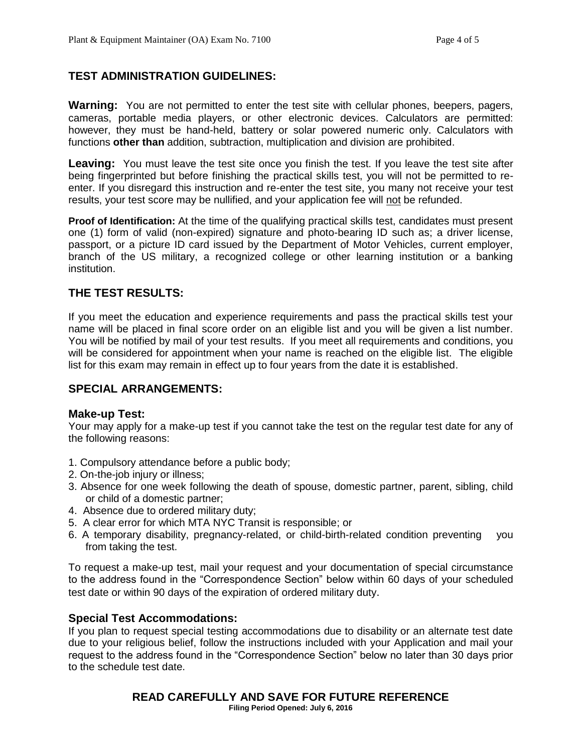## TEST ADMINISTRATION GUIDELINES:

**Warning:** You are not permitted to enter the test site with cellular phones, beepers, pagers, cameras, portable media players, or other electronic devices. Calculators are permitted: however, they must be hand-held, battery or solar powered numeric only. Calculators with functions **other than** addition, subtraction, multiplication and division are prohibited.

**Leaving:** You must leave the test site once you finish the test. If you leave the test site after being fingerprinted but before finishing the practical skills test, you will not be permitted to re-enter. If you disregard this instruction and re-enter the test site, you many not receive your test results, your test score may be nullified, and your application fee will not be refunded.

**Proof of Identification:** At the time of the qualifying practical skills test, candidates must present one (1) form of valid (non-expired) signature and photo-bearing ID such as; a driver license, passport, or a picture ID card issued by the Department of Motor Vehicles, current employer, branch of the US military, a recognized college or other learning institution or a banking institution.

## THE TEST RESULTS:

If you meet the education and experience requirements and pass the practical skills test your name will be placed in final score order on an eligible list and you will be given a list number. You will be notified by mail of your test results. If you meet all requirements and conditions, you will be considered for appointment when your name is reached on the eligible list. The eligible list for this exam may remain in effect up to four years from the date it is established.

## SPECIAL ARRANGEMENTS:

### Make-up Test:

Your may apply for a make-up test if you cannot take the test on the regular test date for any of the following reasons:

1. Compulsory attendance before a public body;
2. On-the-job injury or illness;
3. Absence for one week following the death of spouse, domestic partner, parent, sibling, child or child of a domestic partner;
4. Absence due to ordered military duty;
5. A clear error for which MTA NYC Transit is responsible; or
6. A temporary disability, pregnancy-related, or child-birth-related condition preventing you from taking the test.

To request a make-up test, mail your request and your documentation of special circumstance to the address found in the "Correspondence Section" below within 60 days of your scheduled test date or within 90 days of the expiration of ordered military duty.

### Special Test Accommodations:

If you plan to request special testing accommodations due to disability or an alternate test date due to your religious belief, follow the instructions included with your Application and mail your request to the address found in the "Correspondence Section" below no later than 30 days prior to the schedule test date.

**READ CAREFULLY AND SAVE FOR FUTURE REFERENCE**

**Filing Period Opened: July 6, 2016**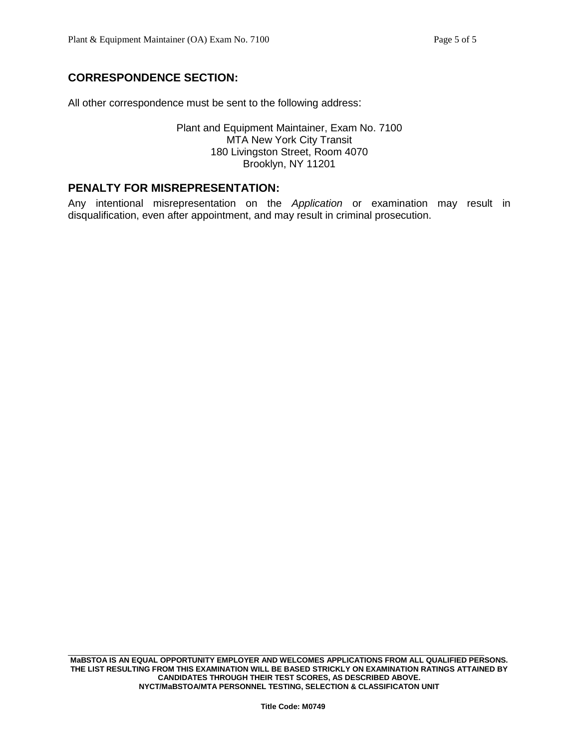## CORRESPONDENCE SECTION:

All other correspondence must be sent to the following address:

Plant and Equipment Maintainer, Exam No. 7100
MTA New York City Transit
180 Livingston Street, Room 4070
Brooklyn, NY 11201

## PENALTY FOR MISREPRESENTATION:

Any intentional misrepresentation on the *Application* or examination may result in disqualification, even after appointment, and may result in criminal prosecution.

**MaBSTOA IS AN EQUAL OPPORTUNITY EMPLOYER AND WELCOMES APPLICATIONS FROM ALL QUALIFIED PERSONS. THE LIST RESULTING FROM THIS EXAMINATION WILL BE BASED STRICKLY ON EXAMINATION RATINGS ATTAINED BY CANDIDATES THROUGH THEIR TEST SCORES, AS DESCRIBED ABOVE.**
**NYCT/MaBSTOA/MTA PERSONNEL TESTING, SELECTION & CLASSIFICATON UNIT**

**Title Code: M0749**